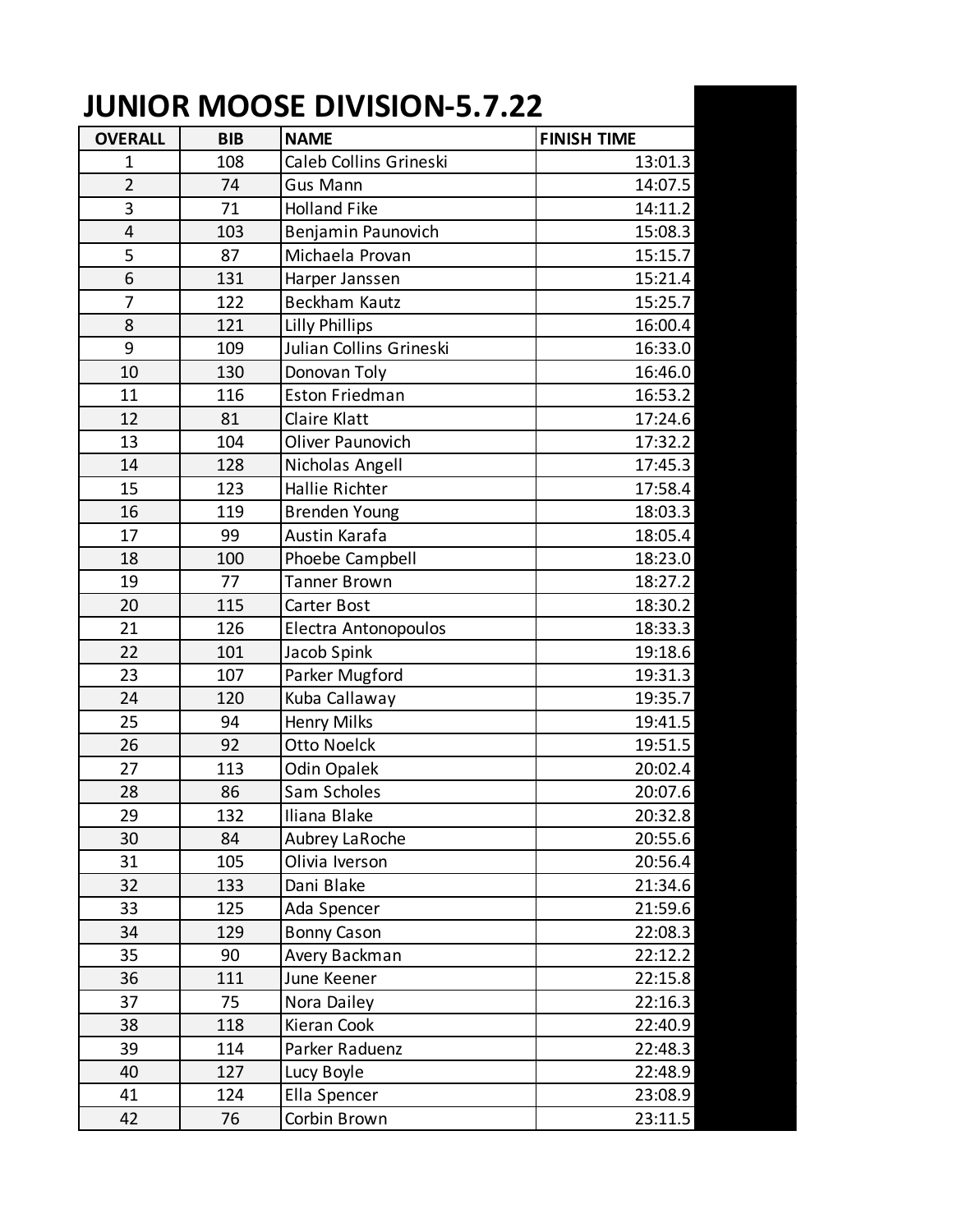# JUNIOR MOOSE DIVISION-5.7.22

| OVERALL | BIB | NAME | FINISH TIME |
|---|---|---|---|
| 1 | 108 | Caleb Collins Grineski | 13:01.3 |
| 2 | 74 | Gus Mann | 14:07.5 |
| 3 | 71 | Holland Fike | 14:11.2 |
| 4 | 103 | Benjamin Paunovich | 15:08.3 |
| 5 | 87 | Michaela Provan | 15:15.7 |
| 6 | 131 | Harper Janssen | 15:21.4 |
| 7 | 122 | Beckham Kautz | 15:25.7 |
| 8 | 121 | Lilly Phillips | 16:00.4 |
| 9 | 109 | Julian Collins Grineski | 16:33.0 |
| 10 | 130 | Donovan Toly | 16:46.0 |
| 11 | 116 | Eston Friedman | 16:53.2 |
| 12 | 81 | Claire Klatt | 17:24.6 |
| 13 | 104 | Oliver Paunovich | 17:32.2 |
| 14 | 128 | Nicholas Angell | 17:45.3 |
| 15 | 123 | Hallie Richter | 17:58.4 |
| 16 | 119 | Brenden Young | 18:03.3 |
| 17 | 99 | Austin Karafa | 18:05.4 |
| 18 | 100 | Phoebe Campbell | 18:23.0 |
| 19 | 77 | Tanner Brown | 18:27.2 |
| 20 | 115 | Carter Bost | 18:30.2 |
| 21 | 126 | Electra Antonopoulos | 18:33.3 |
| 22 | 101 | Jacob Spink | 19:18.6 |
| 23 | 107 | Parker Mugford | 19:31.3 |
| 24 | 120 | Kuba Callaway | 19:35.7 |
| 25 | 94 | Henry Milks | 19:41.5 |
| 26 | 92 | Otto Noelck | 19:51.5 |
| 27 | 113 | Odin Opalek | 20:02.4 |
| 28 | 86 | Sam Scholes | 20:07.6 |
| 29 | 132 | Iliana Blake | 20:32.8 |
| 30 | 84 | Aubrey LaRoche | 20:55.6 |
| 31 | 105 | Olivia Iverson | 20:56.4 |
| 32 | 133 | Dani Blake | 21:34.6 |
| 33 | 125 | Ada Spencer | 21:59.6 |
| 34 | 129 | Bonny Cason | 22:08.3 |
| 35 | 90 | Avery Backman | 22:12.2 |
| 36 | 111 | June Keener | 22:15.8 |
| 37 | 75 | Nora Dailey | 22:16.3 |
| 38 | 118 | Kieran Cook | 22:40.9 |
| 39 | 114 | Parker Raduenz | 22:48.3 |
| 40 | 127 | Lucy Boyle | 22:48.9 |
| 41 | 124 | Ella Spencer | 23:08.9 |
| 42 | 76 | Corbin Brown | 23:11.5 |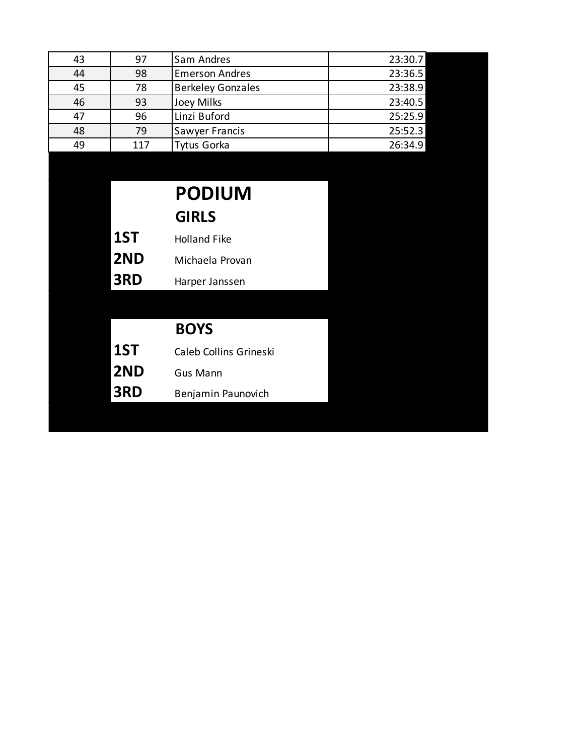| | | | |
|---|---|---|---|
| 43 | 97 | Sam Andres | 23:30.7 |
| 44 | 98 | Emerson Andres | 23:36.5 |
| 45 | 78 | Berkeley Gonzales | 23:38.9 |
| 46 | 93 | Joey Milks | 23:40.5 |
| 47 | 96 | Linzi Buford | 25:25.9 |
| 48 | 79 | Sawyer Francis | 25:52.3 |
| 49 | 117 | Tytus Gorka | 26:34.9 |

# PODIUM

## GIRLS

| | |
|---|---|
| **1ST** | Holland Fike |
| **2ND** | Michaela Provan |
| **3RD** | Harper Janssen |

## BOYS

| | |
|---|---|
| **1ST** | Caleb Collins Grineski |
| **2ND** | Gus Mann |
| **3RD** | Benjamin Paunovich |